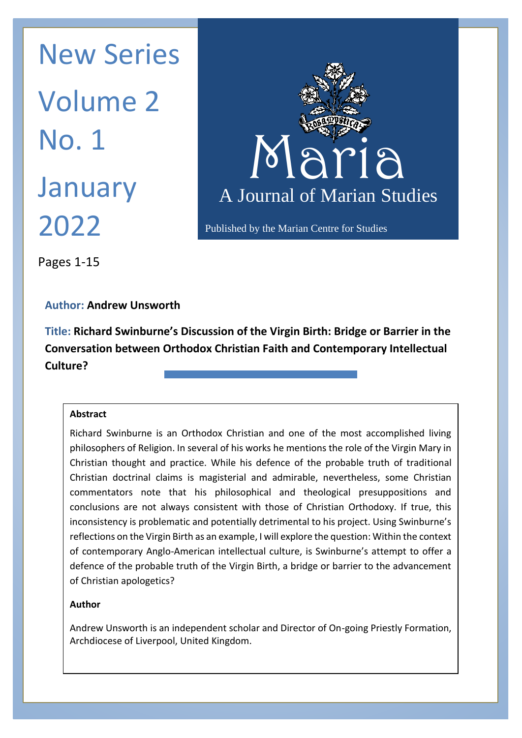New Series

Volume 2

No. 1

January 2022

# Maria

A Journal of Marian Studies

Published by the Marian Centre for Studies

Pages 1-15

**Author: Andrew Unsworth**

**Title: Richard Swinburne's Discussion of the Virgin Birth: Bridge or Barrier in the Conversation between Orthodox Christian Faith and Contemporary Intellectual Culture?**

### Abstract

Richard Swinburne is an Orthodox Christian and one of the most accomplished living philosophers of Religion. In several of his works he mentions the role of the Virgin Mary in Christian thought and practice. While his defence of the probable truth of traditional Christian doctrinal claims is magisterial and admirable, nevertheless, some Christian commentators note that his philosophical and theological presuppositions and conclusions are not always consistent with those of Christian Orthodoxy. If true, this inconsistency is problematic and potentially detrimental to his project. Using Swinburne's reflections on the Virgin Birth as an example, I will explore the question: Within the context of contemporary Anglo-American intellectual culture, is Swinburne's attempt to offer a defence of the probable truth of the Virgin Birth, a bridge or barrier to the advancement of Christian apologetics?

### Author

Andrew Unsworth is an independent scholar and Director of On-going Priestly Formation, Archdiocese of Liverpool, United Kingdom.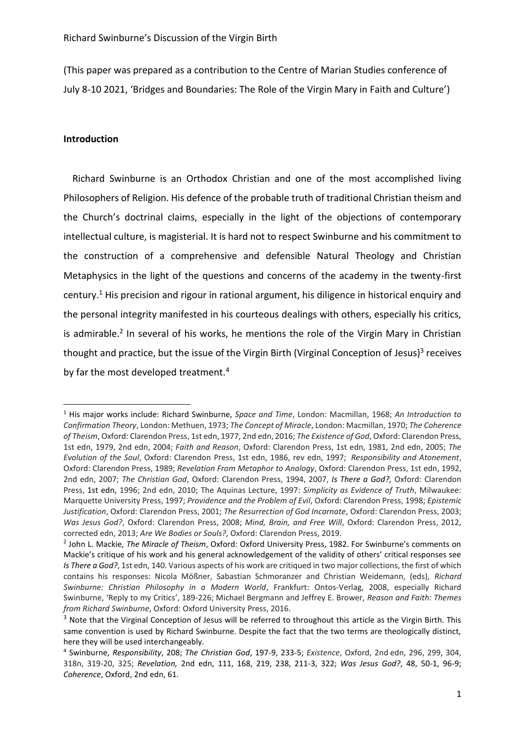Richard Swinburne's Discussion of the Virgin Birth

(This paper was prepared as a contribution to the Centre of Marian Studies conference of July 8-10 2021, 'Bridges and Boundaries: The Role of the Virgin Mary in Faith and Culture')

## Introduction

Richard Swinburne is an Orthodox Christian and one of the most accomplished living Philosophers of Religion. His defence of the probable truth of traditional Christian theism and the Church's doctrinal claims, especially in the light of the objections of contemporary intellectual culture, is magisterial. It is hard not to respect Swinburne and his commitment to the construction of a comprehensive and defensible Natural Theology and Christian Metaphysics in the light of the questions and concerns of the academy in the twenty-first century.[1] His precision and rigour in rational argument, his diligence in historical enquiry and the personal integrity manifested in his courteous dealings with others, especially his critics, is admirable.[2] In several of his works, he mentions the role of the Virgin Mary in Christian thought and practice, but the issue of the Virgin Birth (Virginal Conception of Jesus)[3] receives by far the most developed treatment.[4]

---

[1] His major works include: Richard Swinburne, *Space and Time*, London: Macmillan, 1968; *An Introduction to Confirmation Theory*, London: Methuen, 1973; *The Concept of Miracle*, London: Macmillan, 1970; *The Coherence of Theism*, Oxford: Clarendon Press, 1st edn, 1977, 2nd edn, 2016; *The Existence of God*, Oxford: Clarendon Press, 1st edn, 1979, 2nd edn, 2004; *Faith and Reason*, Oxford: Clarendon Press, 1st edn, 1981, 2nd edn, 2005; *The Evolution of the Soul*, Oxford: Clarendon Press, 1st edn, 1986, rev edn, 1997; *Responsibility and Atonement*, Oxford: Clarendon Press, 1989; *Revelation From Metaphor to Analogy*, Oxford: Clarendon Press, 1st edn, 1992, 2nd edn, 2007; *The Christian God*, Oxford: Clarendon Press, 1994, 2007, ***Is There a God?,*** Oxford: Clarendon Press, 1st edn, 1996; 2nd edn, 2010; The Aquinas Lecture, 1997: *Simplicity as Evidence of Truth*, Milwaukee: Marquette University Press, 1997; *Providence and the Problem of Evil*, Oxford: Clarendon Press, 1998; *Epistemic Justification*, Oxford: Clarendon Press, 2001; *The Resurrection of God Incarnate*, Oxford: Clarendon Press, 2003; *Was Jesus God?*, Oxford: Clarendon Press, 2008; *Mind, Brain, and Free Will*, Oxford: Clarendon Press, 2012, corrected edn, 2013; *Are We Bodies or Souls?*, Oxford: Clarendon Press, 2019.

[2] John L. Mackie, *The Miracle of Theism*, Oxford: Oxford University Press, 1982. For Swinburne's comments on Mackie's critique of his work and his general acknowledgement of the validity of others' critical responses see *Is There a God?*, 1st edn, 140. Various aspects of his work are critiqued in two major collections, the first of which contains his responses: Nicola Mößner, Sabastian Schmoranzer and Christian Weidemann, (eds), *Richard Swinburne: Christian Philosophy in a Modern World*, Frankfurt: Ontos-Verlag, 2008, especially Richard Swinburne, 'Reply to my Critics', 189-226; Michael Bergmann and Jeffrey E. Brower, *Reason and Faith: Themes from Richard Swinburne*, Oxford: Oxford University Press, 2016.

[3] Note that the Virginal Conception of Jesus will be referred to throughout this article as the Virgin Birth. This same convention is used by Richard Swinburne. Despite the fact that the two terms are theologically distinct, here they will be used interchangeably.

[4] Swinburne, *Responsibility*, 208; *The Christian God*, 197-9, 233-5; *Existence*, Oxford, 2nd edn, 296, 299, 304, 318n, 319-20, 325; *Revelation,* 2nd edn, 111, 168, 219, 238, 211-3, 322; *Was Jesus God?*, 48, 50-1, 96-9; *Coherence*, Oxford, 2nd edn, 61.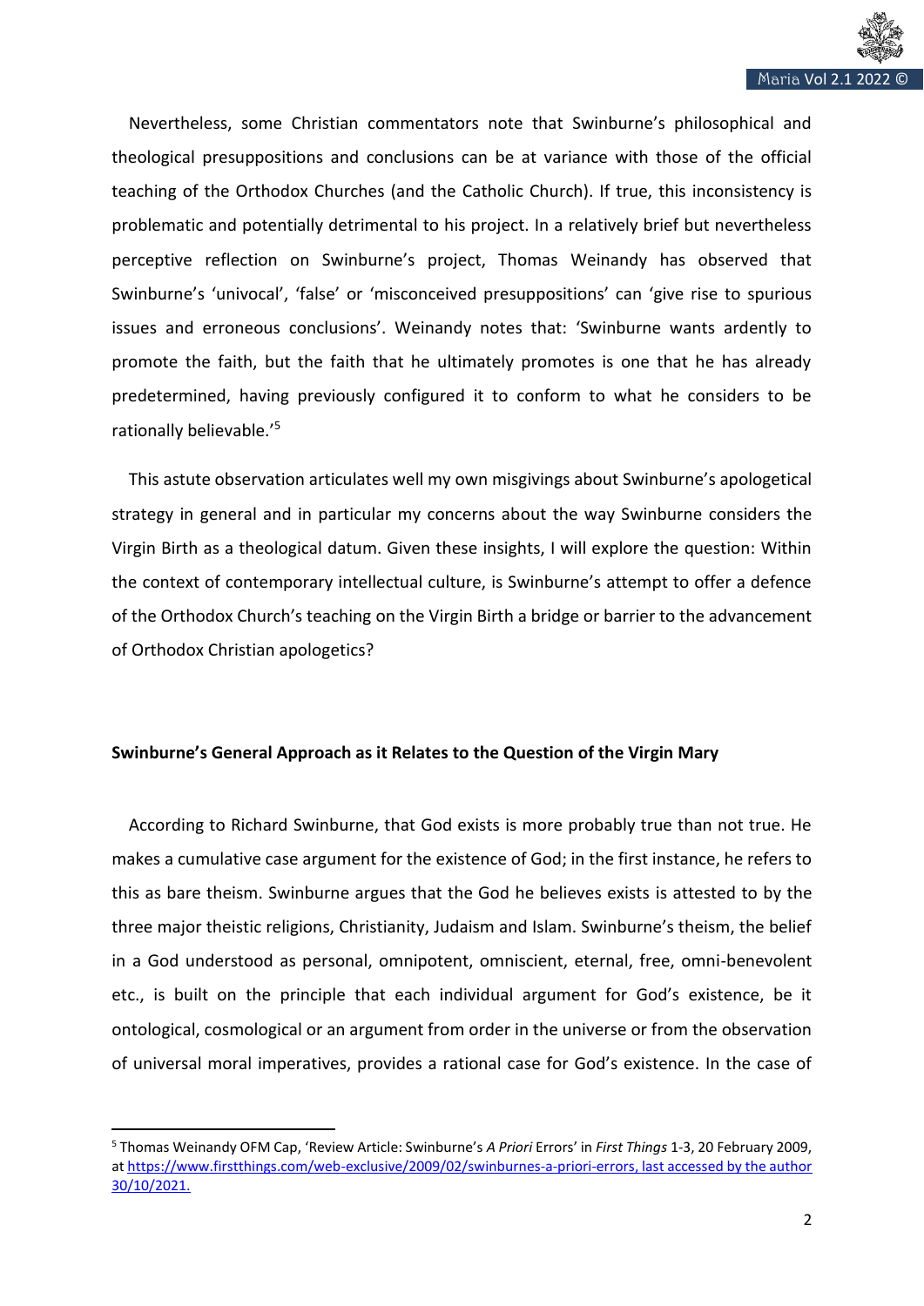Nevertheless, some Christian commentators note that Swinburne's philosophical and theological presuppositions and conclusions can be at variance with those of the official teaching of the Orthodox Churches (and the Catholic Church). If true, this inconsistency is problematic and potentially detrimental to his project. In a relatively brief but nevertheless perceptive reflection on Swinburne's project, Thomas Weinandy has observed that Swinburne's 'univocal', 'false' or 'misconceived presuppositions' can 'give rise to spurious issues and erroneous conclusions'. Weinandy notes that: 'Swinburne wants ardently to promote the faith, but the faith that he ultimately promotes is one that he has already predetermined, having previously configured it to conform to what he considers to be rationally believable.'[5]

This astute observation articulates well my own misgivings about Swinburne's apologetical strategy in general and in particular my concerns about the way Swinburne considers the Virgin Birth as a theological datum. Given these insights, I will explore the question: Within the context of contemporary intellectual culture, is Swinburne's attempt to offer a defence of the Orthodox Church's teaching on the Virgin Birth a bridge or barrier to the advancement of Orthodox Christian apologetics?

**Swinburne's General Approach as it Relates to the Question of the Virgin Mary**

According to Richard Swinburne, that God exists is more probably true than not true. He makes a cumulative case argument for the existence of God; in the first instance, he refers to this as bare theism. Swinburne argues that the God he believes exists is attested to by the three major theistic religions, Christianity, Judaism and Islam. Swinburne's theism, the belief in a God understood as personal, omnipotent, omniscient, eternal, free, omni-benevolent etc., is built on the principle that each individual argument for God's existence, be it ontological, cosmological or an argument from order in the universe or from the observation of universal moral imperatives, provides a rational case for God's existence. In the case of

---

[5] Thomas Weinandy OFM Cap, 'Review Article: Swinburne's *A Priori* Errors' in *First Things* 1-3, 20 February 2009, at https://www.firstthings.com/web-exclusive/2009/02/swinburnes-a-priori-errors, last accessed by the author 30/10/2021.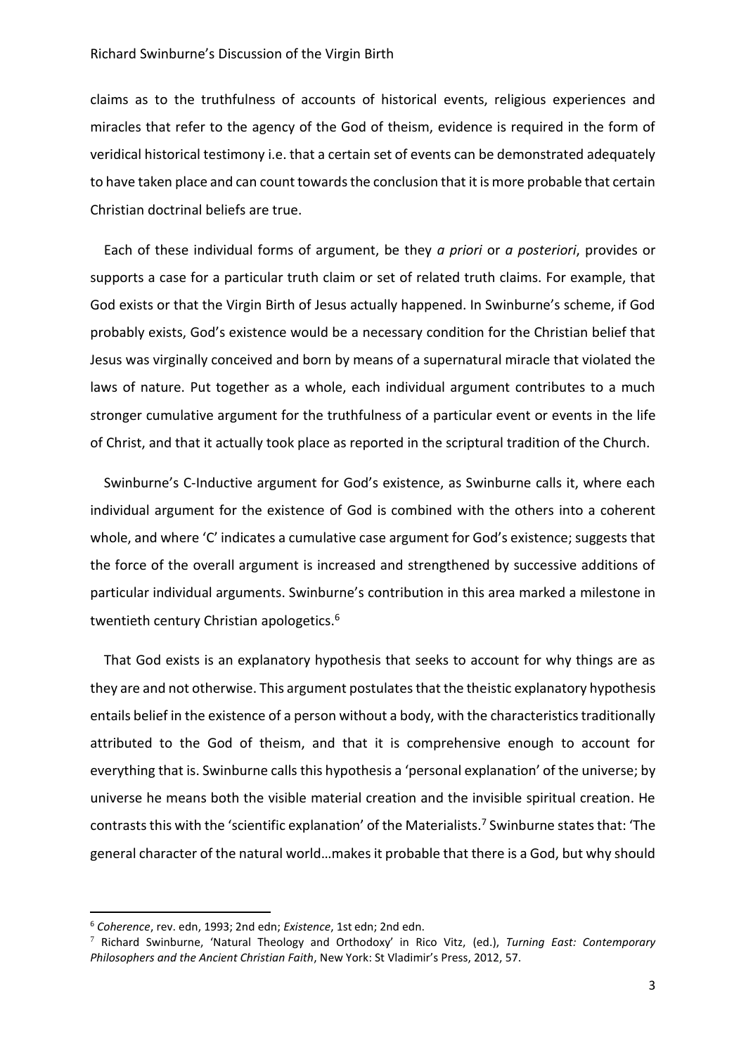claims as to the truthfulness of accounts of historical events, religious experiences and miracles that refer to the agency of the God of theism, evidence is required in the form of veridical historical testimony i.e. that a certain set of events can be demonstrated adequately to have taken place and can count towards the conclusion that it is more probable that certain Christian doctrinal beliefs are true.

Each of these individual forms of argument, be they *a priori* or *a posteriori*, provides or supports a case for a particular truth claim or set of related truth claims. For example, that God exists or that the Virgin Birth of Jesus actually happened. In Swinburne's scheme, if God probably exists, God's existence would be a necessary condition for the Christian belief that Jesus was virginally conceived and born by means of a supernatural miracle that violated the laws of nature. Put together as a whole, each individual argument contributes to a much stronger cumulative argument for the truthfulness of a particular event or events in the life of Christ, and that it actually took place as reported in the scriptural tradition of the Church.

Swinburne's C-Inductive argument for God's existence, as Swinburne calls it, where each individual argument for the existence of God is combined with the others into a coherent whole, and where 'C' indicates a cumulative case argument for God's existence; suggests that the force of the overall argument is increased and strengthened by successive additions of particular individual arguments. Swinburne's contribution in this area marked a milestone in twentieth century Christian apologetics.[6]

That God exists is an explanatory hypothesis that seeks to account for why things are as they are and not otherwise. This argument postulates that the theistic explanatory hypothesis entails belief in the existence of a person without a body, with the characteristics traditionally attributed to the God of theism, and that it is comprehensive enough to account for everything that is. Swinburne calls this hypothesis a 'personal explanation' of the universe; by universe he means both the visible material creation and the invisible spiritual creation. He contrasts this with the 'scientific explanation' of the Materialists.[7] Swinburne states that: 'The general character of the natural world…makes it probable that there is a God, but why should

---

[6] *Coherence*, rev. edn, 1993; 2nd edn; *Existence*, 1st edn; 2nd edn.

[7] Richard Swinburne, 'Natural Theology and Orthodoxy' in Rico Vitz, (ed.), *Turning East: Contemporary Philosophers and the Ancient Christian Faith*, New York: St Vladimir's Press, 2012, 57.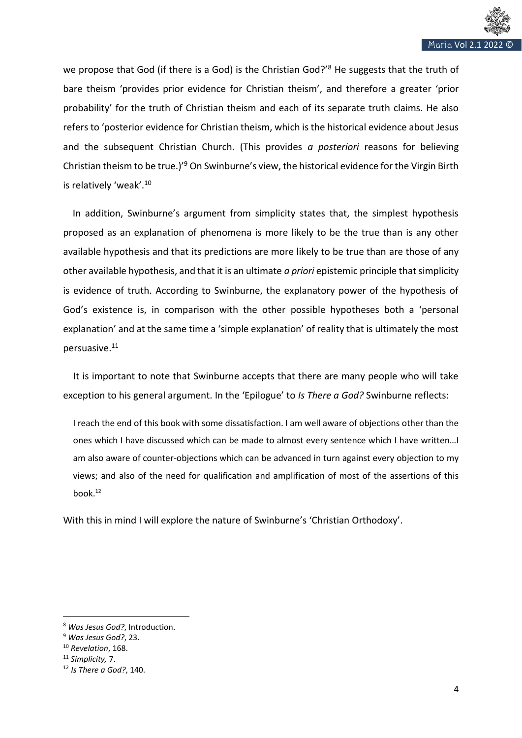we propose that God (if there is a God) is the Christian God?'[8] He suggests that the truth of bare theism 'provides prior evidence for Christian theism', and therefore a greater 'prior probability' for the truth of Christian theism and each of its separate truth claims. He also refers to 'posterior evidence for Christian theism, which is the historical evidence about Jesus and the subsequent Christian Church. (This provides *a posteriori* reasons for believing Christian theism to be true.)'[9] On Swinburne's view, the historical evidence for the Virgin Birth is relatively 'weak'.[10]

In addition, Swinburne's argument from simplicity states that, the simplest hypothesis proposed as an explanation of phenomena is more likely to be the true than is any other available hypothesis and that its predictions are more likely to be true than are those of any other available hypothesis, and that it is an ultimate *a priori* epistemic principle that simplicity is evidence of truth. According to Swinburne, the explanatory power of the hypothesis of God's existence is, in comparison with the other possible hypotheses both a 'personal explanation' and at the same time a 'simple explanation' of reality that is ultimately the most persuasive.[11]

It is important to note that Swinburne accepts that there are many people who will take exception to his general argument. In the 'Epilogue' to *Is There a God?* Swinburne reflects:

> I reach the end of this book with some dissatisfaction. I am well aware of objections other than the ones which I have discussed which can be made to almost every sentence which I have written…I am also aware of counter-objections which can be advanced in turn against every objection to my views; and also of the need for qualification and amplification of most of the assertions of this book.[12]

With this in mind I will explore the nature of Swinburne's 'Christian Orthodoxy'.

---

[8] *Was Jesus God?*, Introduction.
[9] *Was Jesus God?*, 23.
[10] *Revelation*, 168.
[11] *Simplicity,* 7.
[12] *Is There a God?*, 140.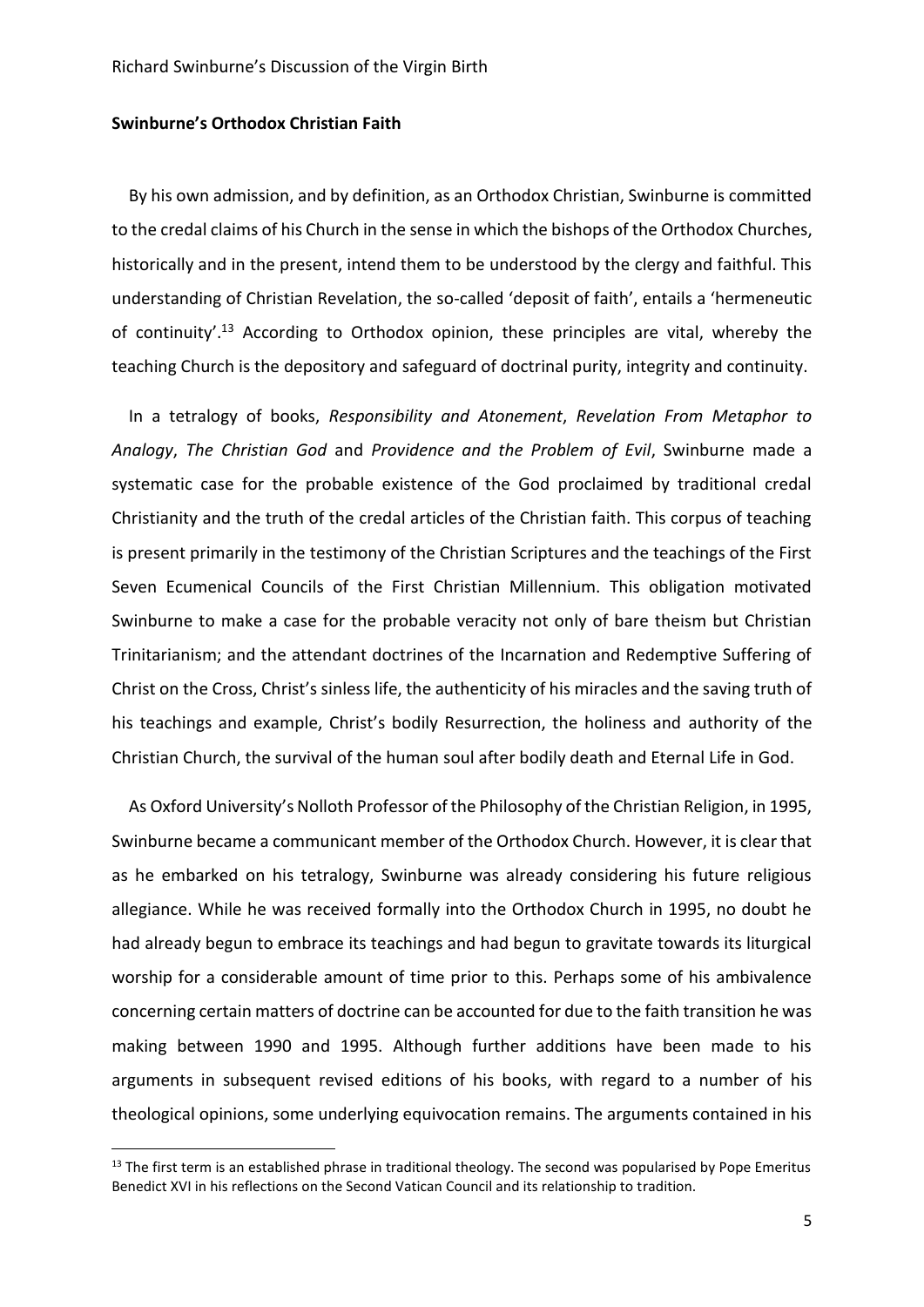**Swinburne's Orthodox Christian Faith**

By his own admission, and by definition, as an Orthodox Christian, Swinburne is committed to the credal claims of his Church in the sense in which the bishops of the Orthodox Churches, historically and in the present, intend them to be understood by the clergy and faithful. This understanding of Christian Revelation, the so-called 'deposit of faith', entails a 'hermeneutic of continuity'.[13] According to Orthodox opinion, these principles are vital, whereby the teaching Church is the depository and safeguard of doctrinal purity, integrity and continuity.

In a tetralogy of books, *Responsibility and Atonement*, *Revelation From Metaphor to Analogy*, *The Christian God* and *Providence and the Problem of Evil*, Swinburne made a systematic case for the probable existence of the God proclaimed by traditional credal Christianity and the truth of the credal articles of the Christian faith. This corpus of teaching is present primarily in the testimony of the Christian Scriptures and the teachings of the First Seven Ecumenical Councils of the First Christian Millennium. This obligation motivated Swinburne to make a case for the probable veracity not only of bare theism but Christian Trinitarianism; and the attendant doctrines of the Incarnation and Redemptive Suffering of Christ on the Cross, Christ's sinless life, the authenticity of his miracles and the saving truth of his teachings and example, Christ's bodily Resurrection, the holiness and authority of the Christian Church, the survival of the human soul after bodily death and Eternal Life in God.

As Oxford University's Nolloth Professor of the Philosophy of the Christian Religion, in 1995, Swinburne became a communicant member of the Orthodox Church. However, it is clear that as he embarked on his tetralogy, Swinburne was already considering his future religious allegiance. While he was received formally into the Orthodox Church in 1995, no doubt he had already begun to embrace its teachings and had begun to gravitate towards its liturgical worship for a considerable amount of time prior to this. Perhaps some of his ambivalence concerning certain matters of doctrine can be accounted for due to the faith transition he was making between 1990 and 1995. Although further additions have been made to his arguments in subsequent revised editions of his books, with regard to a number of his theological opinions, some underlying equivocation remains. The arguments contained in his

[13] The first term is an established phrase in traditional theology. The second was popularised by Pope Emeritus Benedict XVI in his reflections on the Second Vatican Council and its relationship to tradition.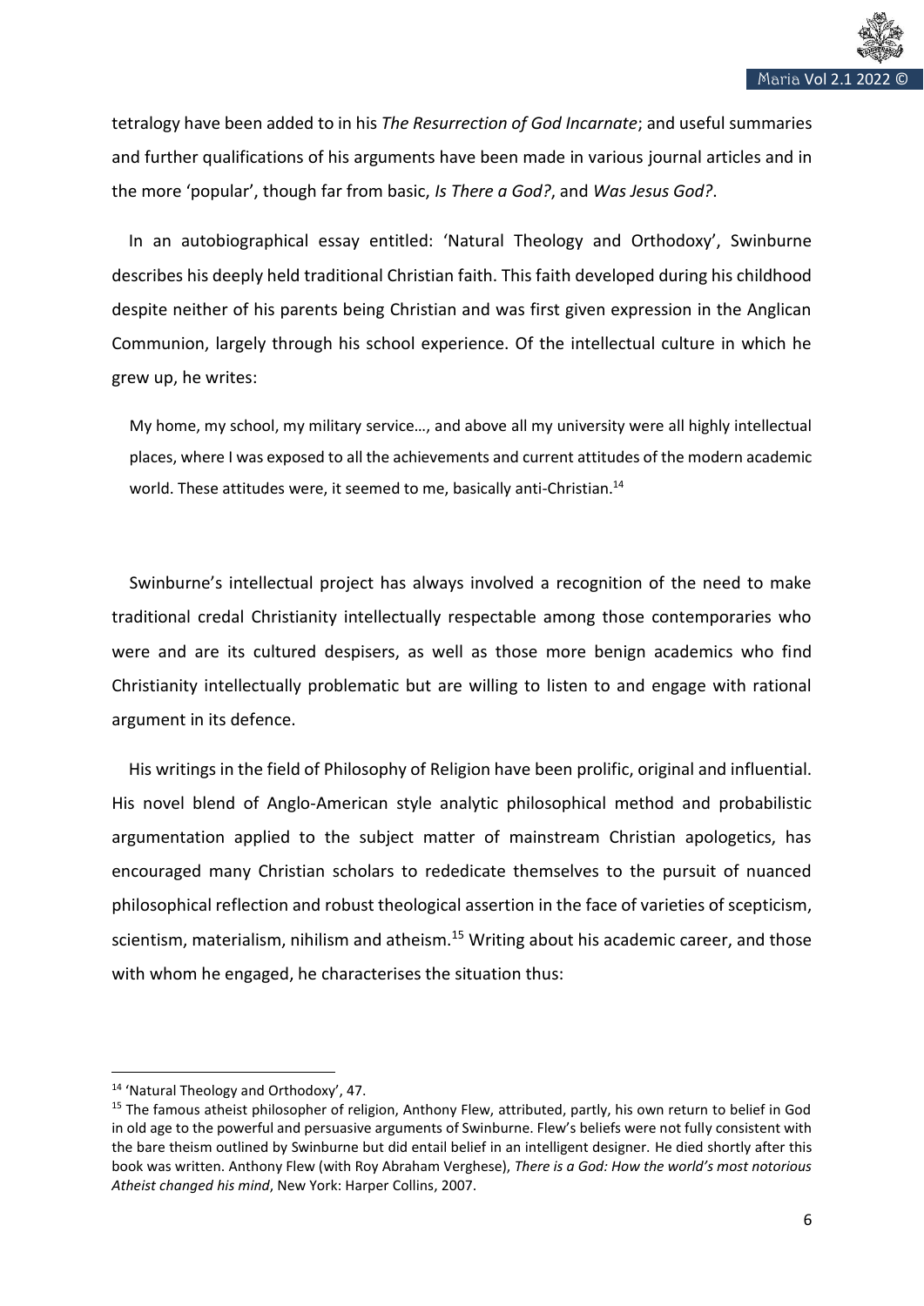tetralogy have been added to in his *The Resurrection of God Incarnate*; and useful summaries and further qualifications of his arguments have been made in various journal articles and in the more 'popular', though far from basic, *Is There a God?*, and *Was Jesus God?*.

In an autobiographical essay entitled: 'Natural Theology and Orthodoxy', Swinburne describes his deeply held traditional Christian faith. This faith developed during his childhood despite neither of his parents being Christian and was first given expression in the Anglican Communion, largely through his school experience. Of the intellectual culture in which he grew up, he writes:

> My home, my school, my military service…, and above all my university were all highly intellectual places, where I was exposed to all the achievements and current attitudes of the modern academic world. These attitudes were, it seemed to me, basically anti-Christian.[14]

Swinburne's intellectual project has always involved a recognition of the need to make traditional credal Christianity intellectually respectable among those contemporaries who were and are its cultured despisers, as well as those more benign academics who find Christianity intellectually problematic but are willing to listen to and engage with rational argument in its defence.

His writings in the field of Philosophy of Religion have been prolific, original and influential. His novel blend of Anglo-American style analytic philosophical method and probabilistic argumentation applied to the subject matter of mainstream Christian apologetics, has encouraged many Christian scholars to rededicate themselves to the pursuit of nuanced philosophical reflection and robust theological assertion in the face of varieties of scepticism, scientism, materialism, nihilism and atheism.[15] Writing about his academic career, and those with whom he engaged, he characterises the situation thus:

---

[14] 'Natural Theology and Orthodoxy', 47.

[15] The famous atheist philosopher of religion, Anthony Flew, attributed, partly, his own return to belief in God in old age to the powerful and persuasive arguments of Swinburne. Flew's beliefs were not fully consistent with the bare theism outlined by Swinburne but did entail belief in an intelligent designer. He died shortly after this book was written. Anthony Flew (with Roy Abraham Verghese), *There is a God: How the world's most notorious Atheist changed his mind*, New York: Harper Collins, 2007.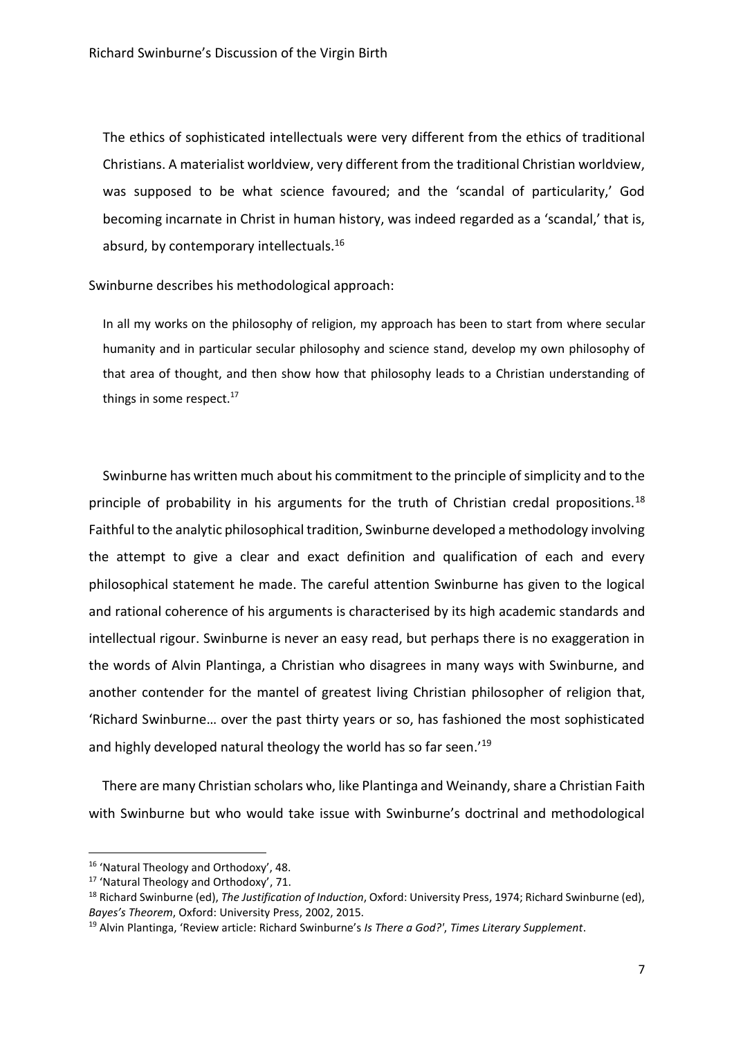> The ethics of sophisticated intellectuals were very different from the ethics of traditional Christians. A materialist worldview, very different from the traditional Christian worldview, was supposed to be what science favoured; and the 'scandal of particularity,' God becoming incarnate in Christ in human history, was indeed regarded as a 'scandal,' that is, absurd, by contemporary intellectuals.[16]

Swinburne describes his methodological approach:

> In all my works on the philosophy of religion, my approach has been to start from where secular humanity and in particular secular philosophy and science stand, develop my own philosophy of that area of thought, and then show how that philosophy leads to a Christian understanding of things in some respect.[17]

Swinburne has written much about his commitment to the principle of simplicity and to the principle of probability in his arguments for the truth of Christian credal propositions.[18] Faithful to the analytic philosophical tradition, Swinburne developed a methodology involving the attempt to give a clear and exact definition and qualification of each and every philosophical statement he made. The careful attention Swinburne has given to the logical and rational coherence of his arguments is characterised by its high academic standards and intellectual rigour. Swinburne is never an easy read, but perhaps there is no exaggeration in the words of Alvin Plantinga, a Christian who disagrees in many ways with Swinburne, and another contender for the mantel of greatest living Christian philosopher of religion that, 'Richard Swinburne… over the past thirty years or so, has fashioned the most sophisticated and highly developed natural theology the world has so far seen.'[19]

There are many Christian scholars who, like Plantinga and Weinandy, share a Christian Faith with Swinburne but who would take issue with Swinburne's doctrinal and methodological

---

[16] 'Natural Theology and Orthodoxy', 48.

[17] 'Natural Theology and Orthodoxy', 71.

[18] Richard Swinburne (ed), *The Justification of Induction*, Oxford: University Press, 1974; Richard Swinburne (ed), *Bayes's Theorem*, Oxford: University Press, 2002, 2015.

[19] Alvin Plantinga, 'Review article: Richard Swinburne's *Is There a God?*', *Times Literary Supplement*.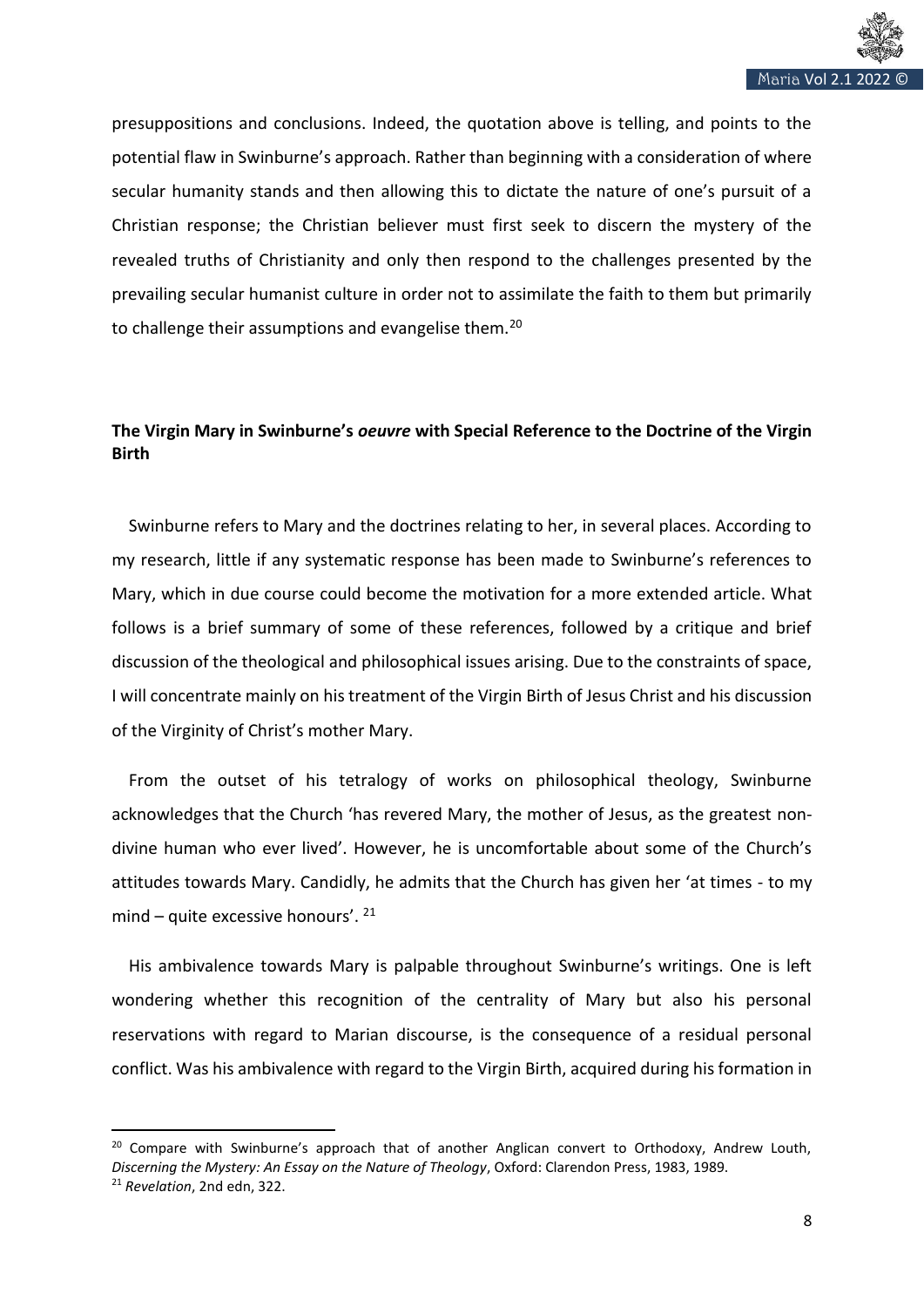presuppositions and conclusions. Indeed, the quotation above is telling, and points to the potential flaw in Swinburne's approach. Rather than beginning with a consideration of where secular humanity stands and then allowing this to dictate the nature of one's pursuit of a Christian response; the Christian believer must first seek to discern the mystery of the revealed truths of Christianity and only then respond to the challenges presented by the prevailing secular humanist culture in order not to assimilate the faith to them but primarily to challenge their assumptions and evangelise them.[20]

## The Virgin Mary in Swinburne's *oeuvre* with Special Reference to the Doctrine of the Virgin Birth

Swinburne refers to Mary and the doctrines relating to her, in several places. According to my research, little if any systematic response has been made to Swinburne's references to Mary, which in due course could become the motivation for a more extended article. What follows is a brief summary of some of these references, followed by a critique and brief discussion of the theological and philosophical issues arising. Due to the constraints of space, I will concentrate mainly on his treatment of the Virgin Birth of Jesus Christ and his discussion of the Virginity of Christ's mother Mary.

From the outset of his tetralogy of works on philosophical theology, Swinburne acknowledges that the Church 'has revered Mary, the mother of Jesus, as the greatest non-divine human who ever lived'. However, he is uncomfortable about some of the Church's attitudes towards Mary. Candidly, he admits that the Church has given her 'at times - to my mind – quite excessive honours'. [21]

His ambivalence towards Mary is palpable throughout Swinburne's writings. One is left wondering whether this recognition of the centrality of Mary but also his personal reservations with regard to Marian discourse, is the consequence of a residual personal conflict. Was his ambivalence with regard to the Virgin Birth, acquired during his formation in

---

[20] Compare with Swinburne's approach that of another Anglican convert to Orthodoxy, Andrew Louth, *Discerning the Mystery: An Essay on the Nature of Theology*, Oxford: Clarendon Press, 1983, 1989.

[21] *Revelation*, 2nd edn, 322.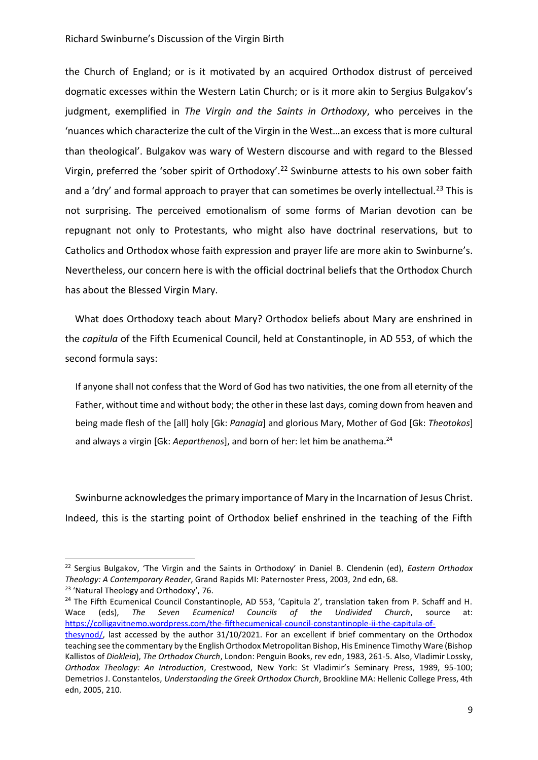the Church of England; or is it motivated by an acquired Orthodox distrust of perceived dogmatic excesses within the Western Latin Church; or is it more akin to Sergius Bulgakov's judgment, exemplified in *The Virgin and the Saints in Orthodoxy*, who perceives in the 'nuances which characterize the cult of the Virgin in the West…an excess that is more cultural than theological'. Bulgakov was wary of Western discourse and with regard to the Blessed Virgin, preferred the 'sober spirit of Orthodoxy'.[22] Swinburne attests to his own sober faith and a 'dry' and formal approach to prayer that can sometimes be overly intellectual.[23] This is not surprising. The perceived emotionalism of some forms of Marian devotion can be repugnant not only to Protestants, who might also have doctrinal reservations, but to Catholics and Orthodox whose faith expression and prayer life are more akin to Swinburne's. Nevertheless, our concern here is with the official doctrinal beliefs that the Orthodox Church has about the Blessed Virgin Mary.

What does Orthodoxy teach about Mary? Orthodox beliefs about Mary are enshrined in the *capitula* of the Fifth Ecumenical Council, held at Constantinople, in AD 553, of which the second formula says:

> If anyone shall not confess that the Word of God has two nativities, the one from all eternity of the Father, without time and without body; the other in these last days, coming down from heaven and being made flesh of the [all] holy [Gk: *Panagia*] and glorious Mary, Mother of God [Gk: *Theotokos*] and always a virgin [Gk: *Aeparthenos*], and born of her: let him be anathema.[24]

Swinburne acknowledges the primary importance of Mary in the Incarnation of Jesus Christ. Indeed, this is the starting point of Orthodox belief enshrined in the teaching of the Fifth

---

[22] Sergius Bulgakov, 'The Virgin and the Saints in Orthodoxy' in Daniel B. Clendenin (ed), *Eastern Orthodox Theology: A Contemporary Reader*, Grand Rapids MI: Paternoster Press, 2003, 2nd edn, 68.

[23] 'Natural Theology and Orthodoxy', 76.

[24] The Fifth Ecumenical Council Constantinople, AD 553, 'Capitula 2', translation taken from P. Schaff and H. Wace (eds), *The Seven Ecumenical Councils of the Undivided Church*, source at: https://colligavitnemo.wordpress.com/the-fifthecumenical-council-constantinople-ii-the-capitula-of-thesynod/, last accessed by the author 31/10/2021. For an excellent if brief commentary on the Orthodox teaching see the commentary by the English Orthodox Metropolitan Bishop, His Eminence Timothy Ware (Bishop Kallistos of *Diokleia*), *The Orthodox Church*, London: Penguin Books, rev edn, 1983, 261-5. Also, Vladimir Lossky, *Orthodox Theology: An Introduction*, Crestwood, New York: St Vladimir's Seminary Press, 1989, 95-100; Demetrios J. Constantelos, *Understanding the Greek Orthodox Church*, Brookline MA: Hellenic College Press, 4th edn, 2005, 210.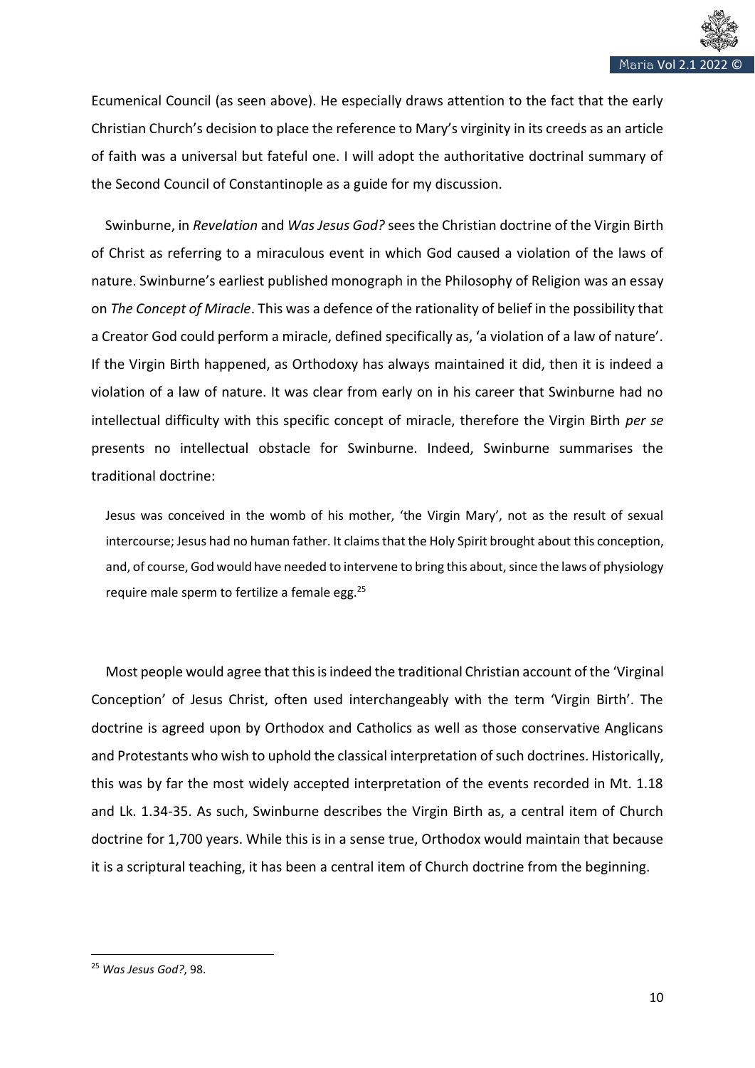Ecumenical Council (as seen above). He especially draws attention to the fact that the early Christian Church's decision to place the reference to Mary's virginity in its creeds as an article of faith was a universal but fateful one. I will adopt the authoritative doctrinal summary of the Second Council of Constantinople as a guide for my discussion.

Swinburne, in *Revelation* and *Was Jesus God?* sees the Christian doctrine of the Virgin Birth of Christ as referring to a miraculous event in which God caused a violation of the laws of nature. Swinburne's earliest published monograph in the Philosophy of Religion was an essay on *The Concept of Miracle*. This was a defence of the rationality of belief in the possibility that a Creator God could perform a miracle, defined specifically as, 'a violation of a law of nature'. If the Virgin Birth happened, as Orthodoxy has always maintained it did, then it is indeed a violation of a law of nature. It was clear from early on in his career that Swinburne had no intellectual difficulty with this specific concept of miracle, therefore the Virgin Birth *per se* presents no intellectual obstacle for Swinburne. Indeed, Swinburne summarises the traditional doctrine:

> Jesus was conceived in the womb of his mother, 'the Virgin Mary', not as the result of sexual intercourse; Jesus had no human father. It claims that the Holy Spirit brought about this conception, and, of course, God would have needed to intervene to bring this about, since the laws of physiology require male sperm to fertilize a female egg.[25]

Most people would agree that this is indeed the traditional Christian account of the 'Virginal Conception' of Jesus Christ, often used interchangeably with the term 'Virgin Birth'. The doctrine is agreed upon by Orthodox and Catholics as well as those conservative Anglicans and Protestants who wish to uphold the classical interpretation of such doctrines. Historically, this was by far the most widely accepted interpretation of the events recorded in Mt. 1.18 and Lk. 1.34-35. As such, Swinburne describes the Virgin Birth as, a central item of Church doctrine for 1,700 years. While this is in a sense true, Orthodox would maintain that because it is a scriptural teaching, it has been a central item of Church doctrine from the beginning.

---

[25] *Was Jesus God?*, 98.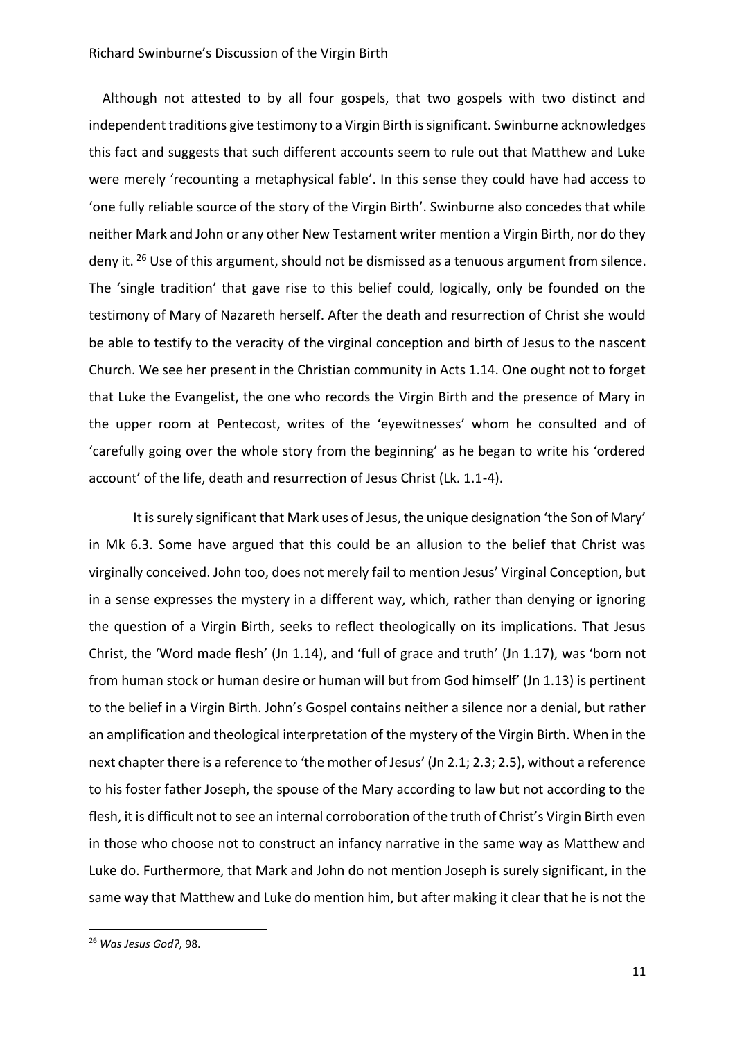Although not attested to by all four gospels, that two gospels with two distinct and independent traditions give testimony to a Virgin Birth is significant. Swinburne acknowledges this fact and suggests that such different accounts seem to rule out that Matthew and Luke were merely 'recounting a metaphysical fable'. In this sense they could have had access to 'one fully reliable source of the story of the Virgin Birth'. Swinburne also concedes that while neither Mark and John or any other New Testament writer mention a Virgin Birth, nor do they deny it. [26] Use of this argument, should not be dismissed as a tenuous argument from silence. The 'single tradition' that gave rise to this belief could, logically, only be founded on the testimony of Mary of Nazareth herself. After the death and resurrection of Christ she would be able to testify to the veracity of the virginal conception and birth of Jesus to the nascent Church. We see her present in the Christian community in Acts 1.14. One ought not to forget that Luke the Evangelist, the one who records the Virgin Birth and the presence of Mary in the upper room at Pentecost, writes of the 'eyewitnesses' whom he consulted and of 'carefully going over the whole story from the beginning' as he began to write his 'ordered account' of the life, death and resurrection of Jesus Christ (Lk. 1.1-4).

It is surely significant that Mark uses of Jesus, the unique designation 'the Son of Mary' in Mk 6.3. Some have argued that this could be an allusion to the belief that Christ was virginally conceived. John too, does not merely fail to mention Jesus' Virginal Conception, but in a sense expresses the mystery in a different way, which, rather than denying or ignoring the question of a Virgin Birth, seeks to reflect theologically on its implications. That Jesus Christ, the 'Word made flesh' (Jn 1.14), and 'full of grace and truth' (Jn 1.17), was 'born not from human stock or human desire or human will but from God himself' (Jn 1.13) is pertinent to the belief in a Virgin Birth. John's Gospel contains neither a silence nor a denial, but rather an amplification and theological interpretation of the mystery of the Virgin Birth. When in the next chapter there is a reference to 'the mother of Jesus' (Jn 2.1; 2.3; 2.5), without a reference to his foster father Joseph, the spouse of the Mary according to law but not according to the flesh, it is difficult not to see an internal corroboration of the truth of Christ's Virgin Birth even in those who choose not to construct an infancy narrative in the same way as Matthew and Luke do. Furthermore, that Mark and John do not mention Joseph is surely significant, in the same way that Matthew and Luke do mention him, but after making it clear that he is not the

---

[26] *Was Jesus God?*, 98.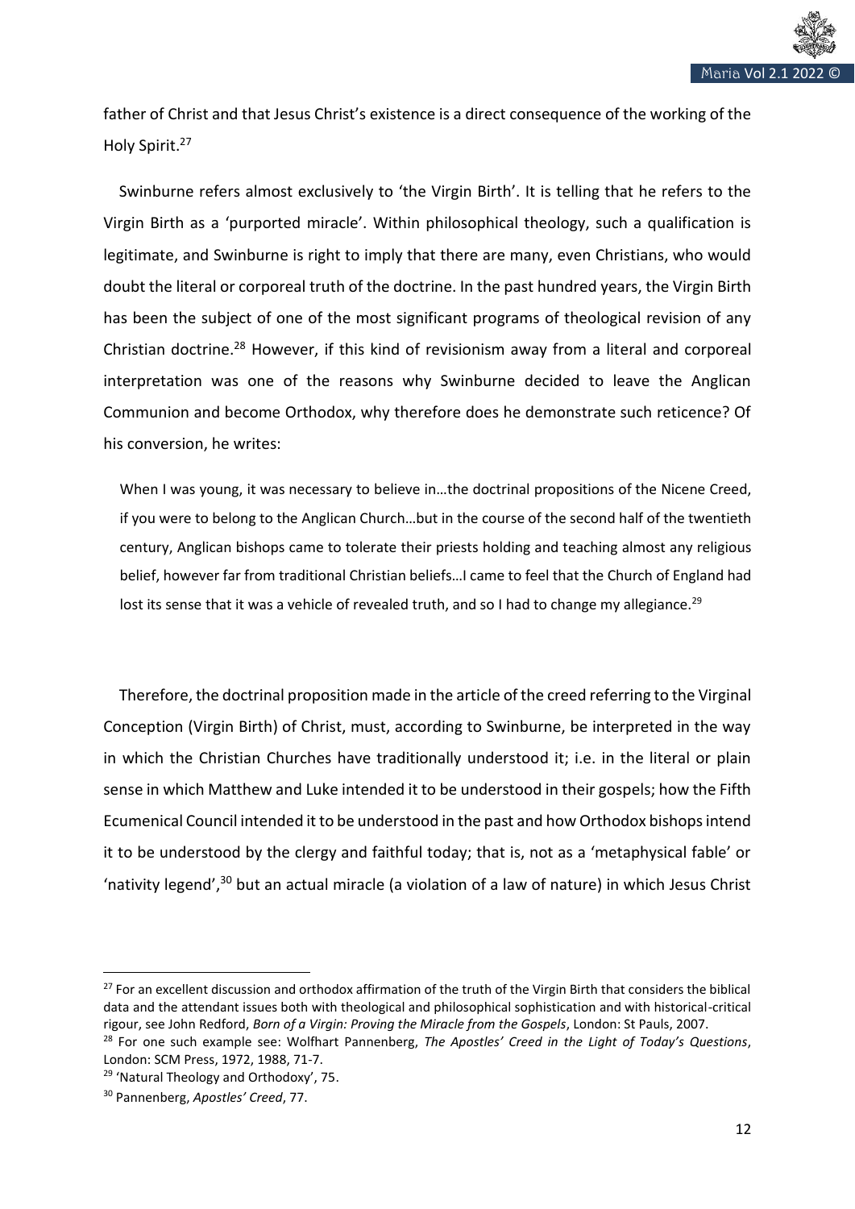father of Christ and that Jesus Christ's existence is a direct consequence of the working of the Holy Spirit.[27]

Swinburne refers almost exclusively to 'the Virgin Birth'. It is telling that he refers to the Virgin Birth as a 'purported miracle'. Within philosophical theology, such a qualification is legitimate, and Swinburne is right to imply that there are many, even Christians, who would doubt the literal or corporeal truth of the doctrine. In the past hundred years, the Virgin Birth has been the subject of one of the most significant programs of theological revision of any Christian doctrine.[28] However, if this kind of revisionism away from a literal and corporeal interpretation was one of the reasons why Swinburne decided to leave the Anglican Communion and become Orthodox, why therefore does he demonstrate such reticence? Of his conversion, he writes:

> When I was young, it was necessary to believe in…the doctrinal propositions of the Nicene Creed, if you were to belong to the Anglican Church…but in the course of the second half of the twentieth century, Anglican bishops came to tolerate their priests holding and teaching almost any religious belief, however far from traditional Christian beliefs…I came to feel that the Church of England had lost its sense that it was a vehicle of revealed truth, and so I had to change my allegiance.[29]

Therefore, the doctrinal proposition made in the article of the creed referring to the Virginal Conception (Virgin Birth) of Christ, must, according to Swinburne, be interpreted in the way in which the Christian Churches have traditionally understood it; i.e. in the literal or plain sense in which Matthew and Luke intended it to be understood in their gospels; how the Fifth Ecumenical Council intended it to be understood in the past and how Orthodox bishops intend it to be understood by the clergy and faithful today; that is, not as a 'metaphysical fable' or 'nativity legend',[30] but an actual miracle (a violation of a law of nature) in which Jesus Christ

---

[27] For an excellent discussion and orthodox affirmation of the truth of the Virgin Birth that considers the biblical data and the attendant issues both with theological and philosophical sophistication and with historical-critical rigour, see John Redford, *Born of a Virgin: Proving the Miracle from the Gospels*, London: St Pauls, 2007.

[28] For one such example see: Wolfhart Pannenberg, *The Apostles' Creed in the Light of Today's Questions*, London: SCM Press, 1972, 1988, 71-7.

[29] 'Natural Theology and Orthodoxy', 75.

[30] Pannenberg, *Apostles' Creed*, 77.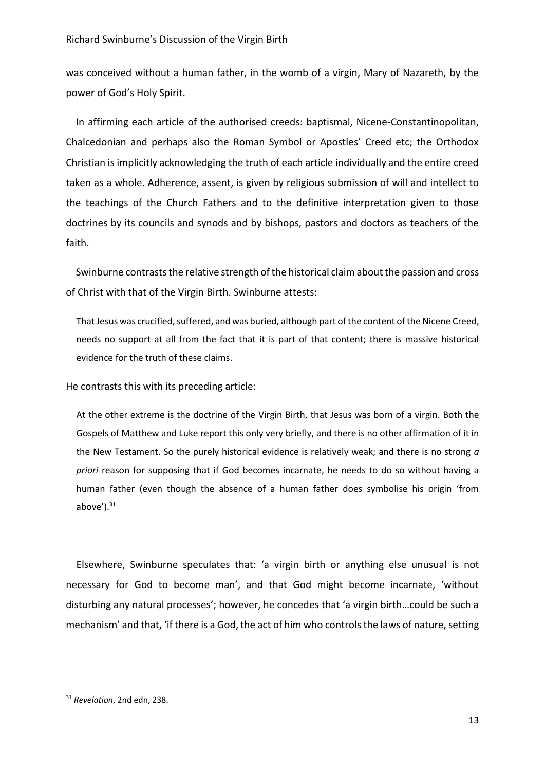was conceived without a human father, in the womb of a virgin, Mary of Nazareth, by the power of God's Holy Spirit.

In affirming each article of the authorised creeds: baptismal, Nicene-Constantinopolitan, Chalcedonian and perhaps also the Roman Symbol or Apostles' Creed etc; the Orthodox Christian is implicitly acknowledging the truth of each article individually and the entire creed taken as a whole. Adherence, assent, is given by religious submission of will and intellect to the teachings of the Church Fathers and to the definitive interpretation given to those doctrines by its councils and synods and by bishops, pastors and doctors as teachers of the faith.

Swinburne contrasts the relative strength of the historical claim about the passion and cross of Christ with that of the Virgin Birth. Swinburne attests:

> That Jesus was crucified, suffered, and was buried, although part of the content of the Nicene Creed, needs no support at all from the fact that it is part of that content; there is massive historical evidence for the truth of these claims.

He contrasts this with its preceding article:

> At the other extreme is the doctrine of the Virgin Birth, that Jesus was born of a virgin. Both the Gospels of Matthew and Luke report this only very briefly, and there is no other affirmation of it in the New Testament. So the purely historical evidence is relatively weak; and there is no strong *a priori* reason for supposing that if God becomes incarnate, he needs to do so without having a human father (even though the absence of a human father does symbolise his origin 'from above').[31]

Elsewhere, Swinburne speculates that: 'a virgin birth or anything else unusual is not necessary for God to become man', and that God might become incarnate, 'without disturbing any natural processes'; however, he concedes that 'a virgin birth…could be such a mechanism' and that, 'if there is a God, the act of him who controls the laws of nature, setting

---

[31] *Revelation*, 2nd edn, 238.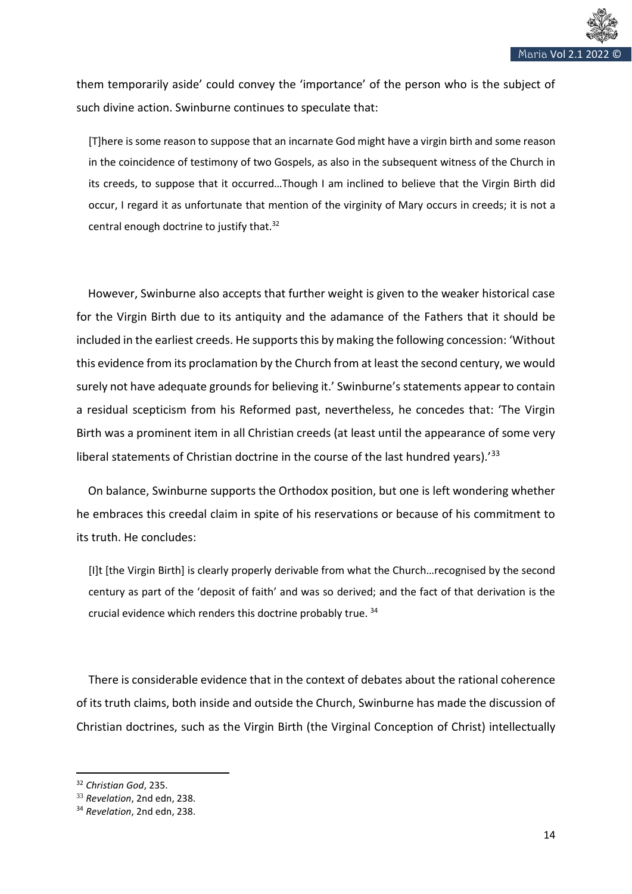them temporarily aside' could convey the 'importance' of the person who is the subject of such divine action. Swinburne continues to speculate that:

> [T]here is some reason to suppose that an incarnate God might have a virgin birth and some reason in the coincidence of testimony of two Gospels, as also in the subsequent witness of the Church in its creeds, to suppose that it occurred…Though I am inclined to believe that the Virgin Birth did occur, I regard it as unfortunate that mention of the virginity of Mary occurs in creeds; it is not a central enough doctrine to justify that.[32]

However, Swinburne also accepts that further weight is given to the weaker historical case for the Virgin Birth due to its antiquity and the adamance of the Fathers that it should be included in the earliest creeds. He supports this by making the following concession: 'Without this evidence from its proclamation by the Church from at least the second century, we would surely not have adequate grounds for believing it.' Swinburne's statements appear to contain a residual scepticism from his Reformed past, nevertheless, he concedes that: 'The Virgin Birth was a prominent item in all Christian creeds (at least until the appearance of some very liberal statements of Christian doctrine in the course of the last hundred years).'[33]

On balance, Swinburne supports the Orthodox position, but one is left wondering whether he embraces this creedal claim in spite of his reservations or because of his commitment to its truth. He concludes:

> [I]t [the Virgin Birth] is clearly properly derivable from what the Church…recognised by the second century as part of the 'deposit of faith' and was so derived; and the fact of that derivation is the crucial evidence which renders this doctrine probably true. [34]

There is considerable evidence that in the context of debates about the rational coherence of its truth claims, both inside and outside the Church, Swinburne has made the discussion of Christian doctrines, such as the Virgin Birth (the Virginal Conception of Christ) intellectually

---

[32] *Christian God*, 235.

[33] *Revelation*, 2nd edn, 238.

[34] *Revelation*, 2nd edn, 238.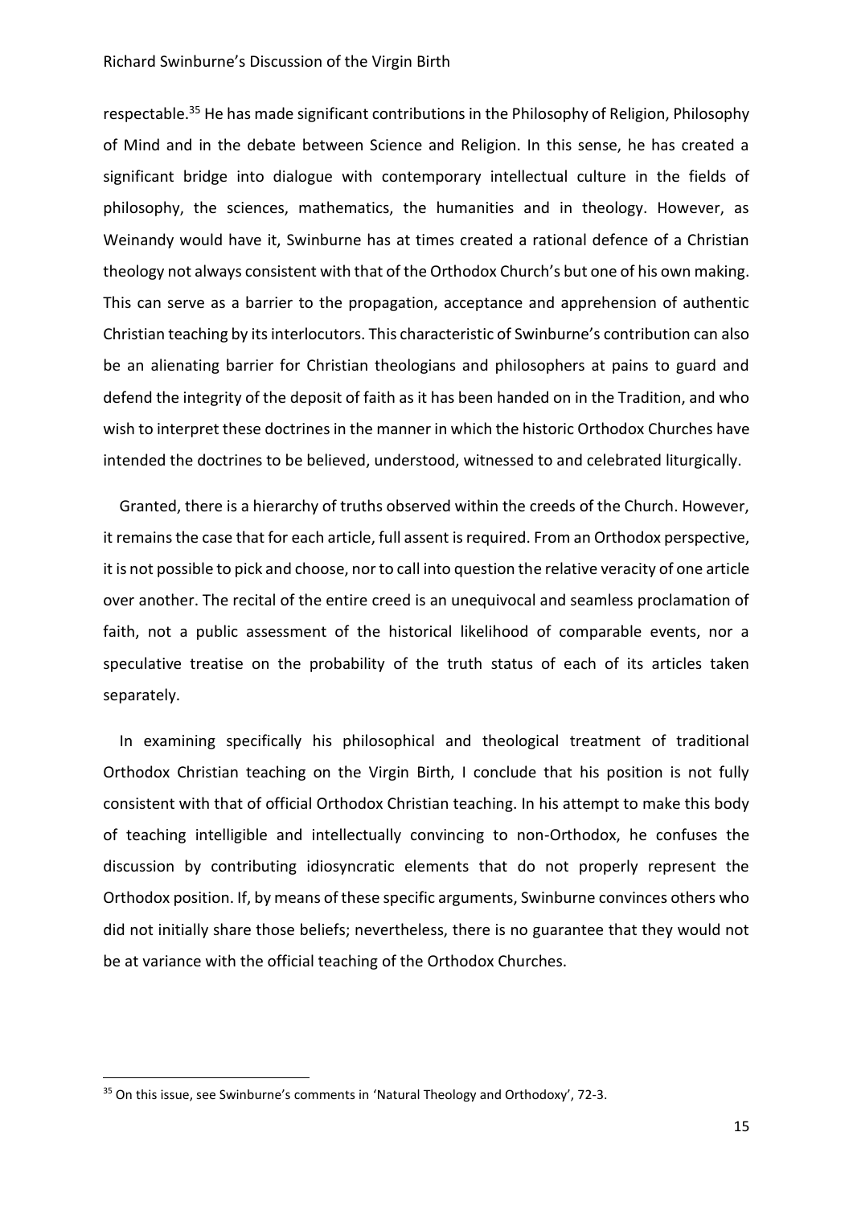respectable.[35] He has made significant contributions in the Philosophy of Religion, Philosophy of Mind and in the debate between Science and Religion. In this sense, he has created a significant bridge into dialogue with contemporary intellectual culture in the fields of philosophy, the sciences, mathematics, the humanities and in theology. However, as Weinandy would have it, Swinburne has at times created a rational defence of a Christian theology not always consistent with that of the Orthodox Church's but one of his own making. This can serve as a barrier to the propagation, acceptance and apprehension of authentic Christian teaching by its interlocutors. This characteristic of Swinburne's contribution can also be an alienating barrier for Christian theologians and philosophers at pains to guard and defend the integrity of the deposit of faith as it has been handed on in the Tradition, and who wish to interpret these doctrines in the manner in which the historic Orthodox Churches have intended the doctrines to be believed, understood, witnessed to and celebrated liturgically.

Granted, there is a hierarchy of truths observed within the creeds of the Church. However, it remains the case that for each article, full assent is required. From an Orthodox perspective, it is not possible to pick and choose, nor to call into question the relative veracity of one article over another. The recital of the entire creed is an unequivocal and seamless proclamation of faith, not a public assessment of the historical likelihood of comparable events, nor a speculative treatise on the probability of the truth status of each of its articles taken separately.

In examining specifically his philosophical and theological treatment of traditional Orthodox Christian teaching on the Virgin Birth, I conclude that his position is not fully consistent with that of official Orthodox Christian teaching. In his attempt to make this body of teaching intelligible and intellectually convincing to non-Orthodox, he confuses the discussion by contributing idiosyncratic elements that do not properly represent the Orthodox position. If, by means of these specific arguments, Swinburne convinces others who did not initially share those beliefs; nevertheless, there is no guarantee that they would not be at variance with the official teaching of the Orthodox Churches.

---

[35] On this issue, see Swinburne's comments in 'Natural Theology and Orthodoxy', 72-3.